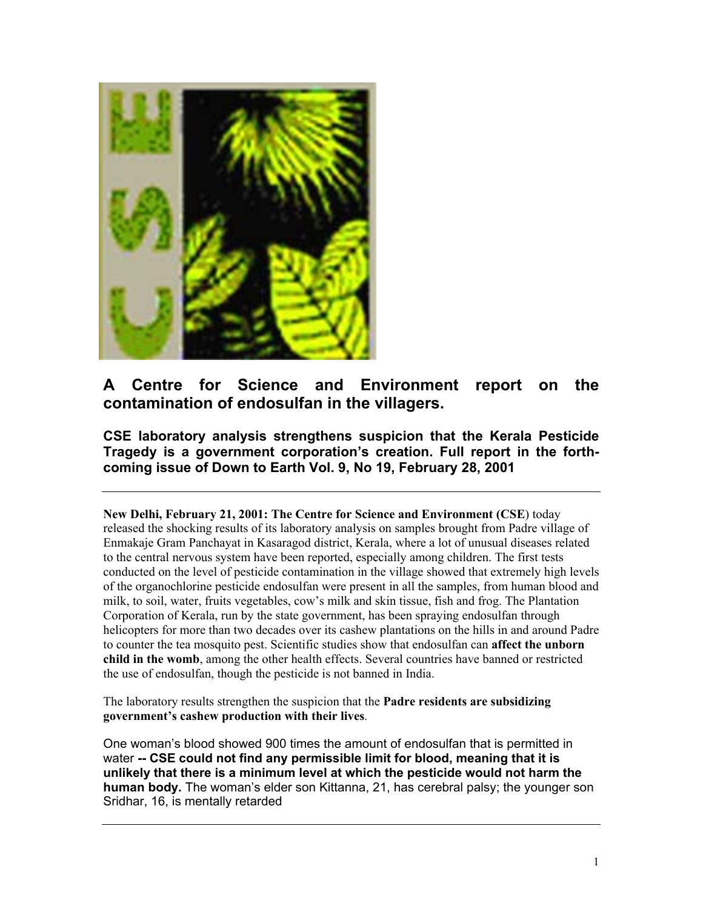# A Centre for Science and Environment report on the contamination of endosulfan in the villagers.

**CSE laboratory analysis strengthens suspicion that the Kerala Pesticide Tragedy is a government corporation's creation. Full report in the forth-coming issue of Down to Earth Vol. 9, No 19, February 28, 2001**

---

**New Delhi, February 21, 2001: The Centre for Science and Environment (CSE**) today released the shocking results of its laboratory analysis on samples brought from Padre village of Enmakaje Gram Panchayat in Kasaragod district, Kerala, where a lot of unusual diseases related to the central nervous system have been reported, especially among children. The first tests conducted on the level of pesticide contamination in the village showed that extremely high levels of the organochlorine pesticide endosulfan were present in all the samples, from human blood and milk, to soil, water, fruits vegetables, cow's milk and skin tissue, fish and frog. The Plantation Corporation of Kerala, run by the state government, has been spraying endosulfan through helicopters for more than two decades over its cashew plantations on the hills in and around Padre to counter the tea mosquito pest. Scientific studies show that endosulfan can **affect the unborn child in the womb**, among the other health effects. Several countries have banned or restricted the use of endosulfan, though the pesticide is not banned in India.

The laboratory results strengthen the suspicion that the **Padre residents are subsidizing government's cashew production with their lives**.

One woman's blood showed 900 times the amount of endosulfan that is permitted in water **-- CSE could not find any permissible limit for blood, meaning that it is unlikely that there is a minimum level at which the pesticide would not harm the human body.** The woman's elder son Kittanna, 21, has cerebral palsy; the younger son Sridhar, 16, is mentally retarded

---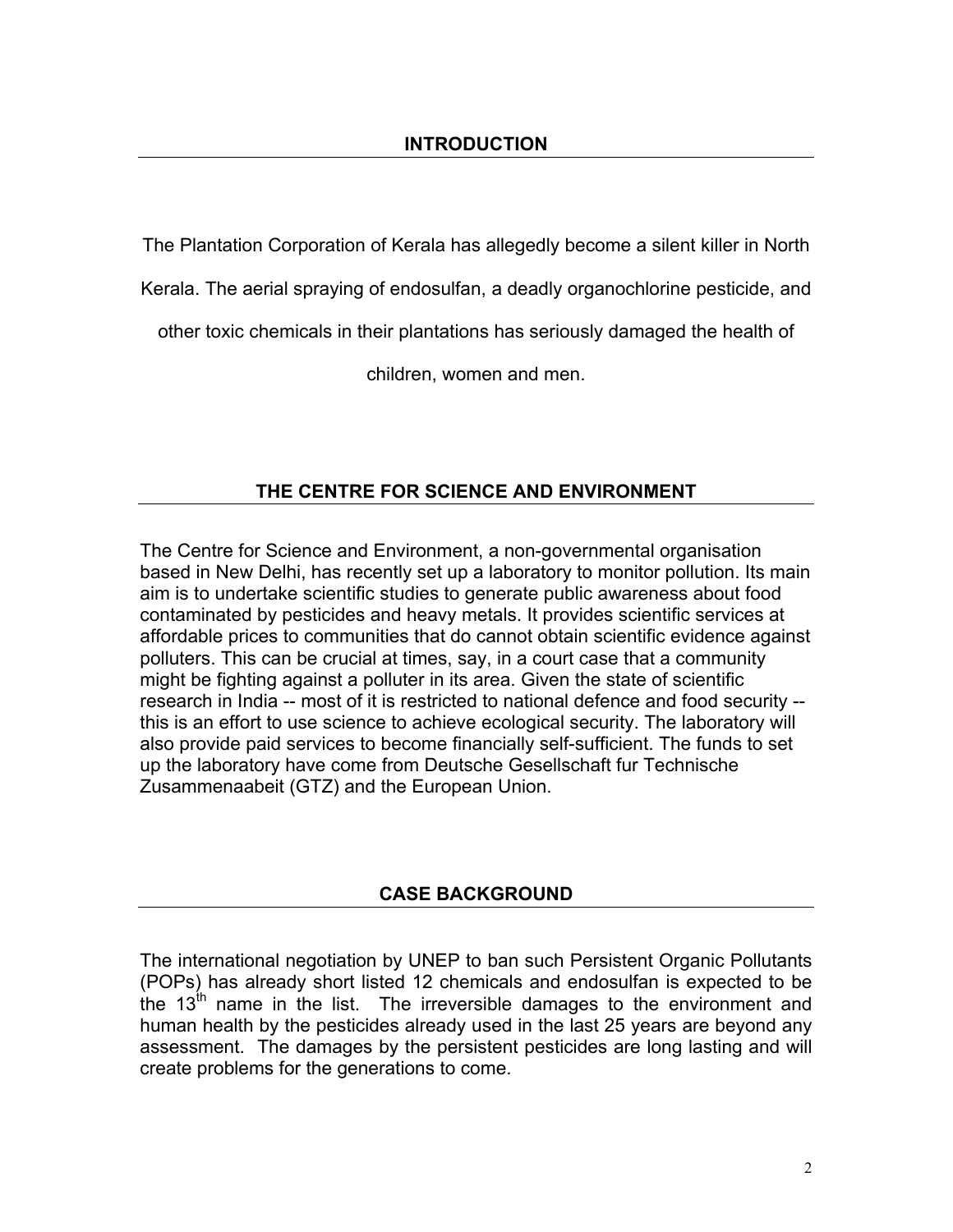## INTRODUCTION

The Plantation Corporation of Kerala has allegedly become a silent killer in North Kerala. The aerial spraying of endosulfan, a deadly organochlorine pesticide, and other toxic chemicals in their plantations has seriously damaged the health of children, women and men.

## THE CENTRE FOR SCIENCE AND ENVIRONMENT

The Centre for Science and Environment, a non-governmental organisation based in New Delhi, has recently set up a laboratory to monitor pollution. Its main aim is to undertake scientific studies to generate public awareness about food contaminated by pesticides and heavy metals. It provides scientific services at affordable prices to communities that do cannot obtain scientific evidence against polluters. This can be crucial at times, say, in a court case that a community might be fighting against a polluter in its area. Given the state of scientific research in India -- most of it is restricted to national defence and food security -- this is an effort to use science to achieve ecological security. The laboratory will also provide paid services to become financially self-sufficient. The funds to set up the laboratory have come from Deutsche Gesellschaft fur Technische Zusammenaabeit (GTZ) and the European Union.

## CASE BACKGROUND

The international negotiation by UNEP to ban such Persistent Organic Pollutants (POPs) has already short listed 12 chemicals and endosulfan is expected to be the 13th name in the list. The irreversible damages to the environment and human health by the pesticides already used in the last 25 years are beyond any assessment. The damages by the persistent pesticides are long lasting and will create problems for the generations to come.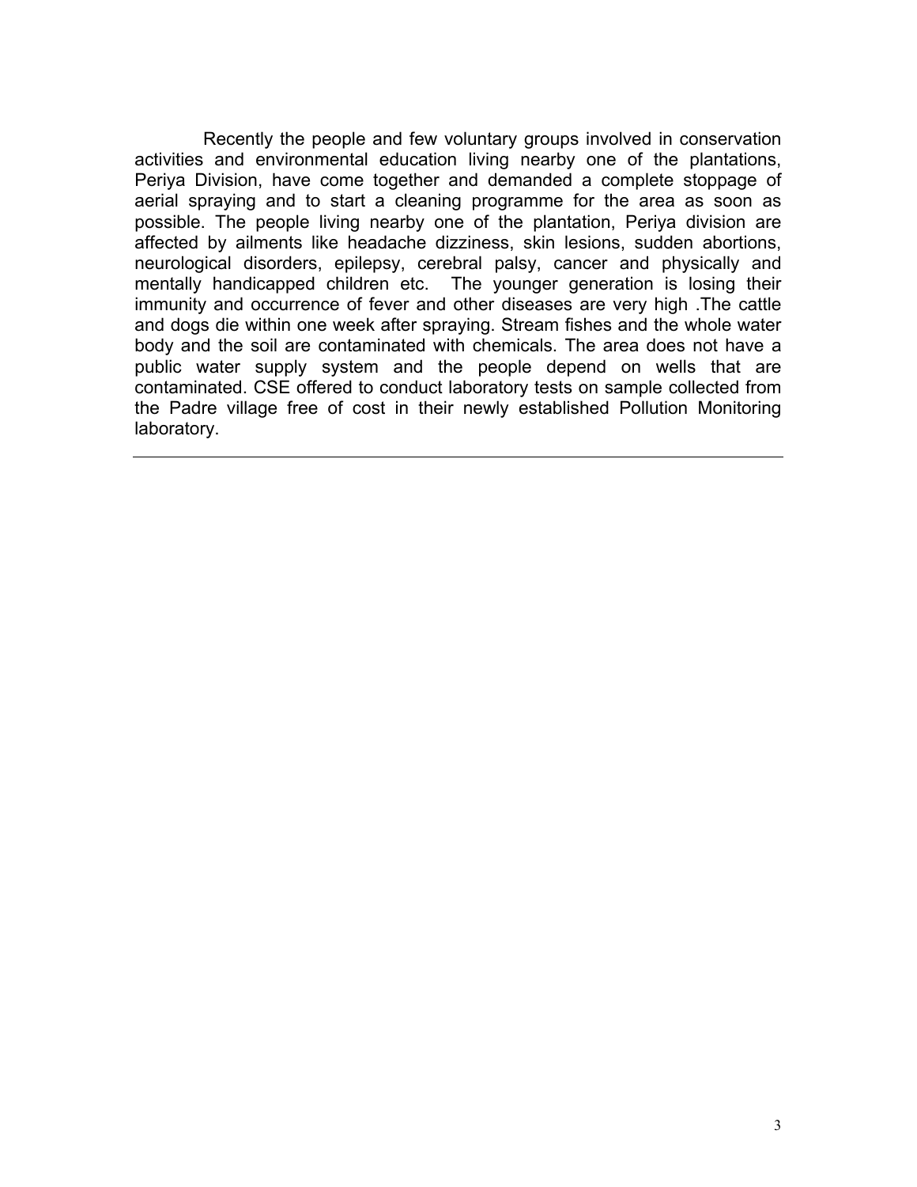Recently the people and few voluntary groups involved in conservation activities and environmental education living nearby one of the plantations, Periya Division, have come together and demanded a complete stoppage of aerial spraying and to start a cleaning programme for the area as soon as possible. The people living nearby one of the plantation, Periya division are affected by ailments like headache dizziness, skin lesions, sudden abortions, neurological disorders, epilepsy, cerebral palsy, cancer and physically and mentally handicapped children etc. The younger generation is losing their immunity and occurrence of fever and other diseases are very high .The cattle and dogs die within one week after spraying. Stream fishes and the whole water body and the soil are contaminated with chemicals. The area does not have a public water supply system and the people depend on wells that are contaminated. CSE offered to conduct laboratory tests on sample collected from the Padre village free of cost in their newly established Pollution Monitoring laboratory.

---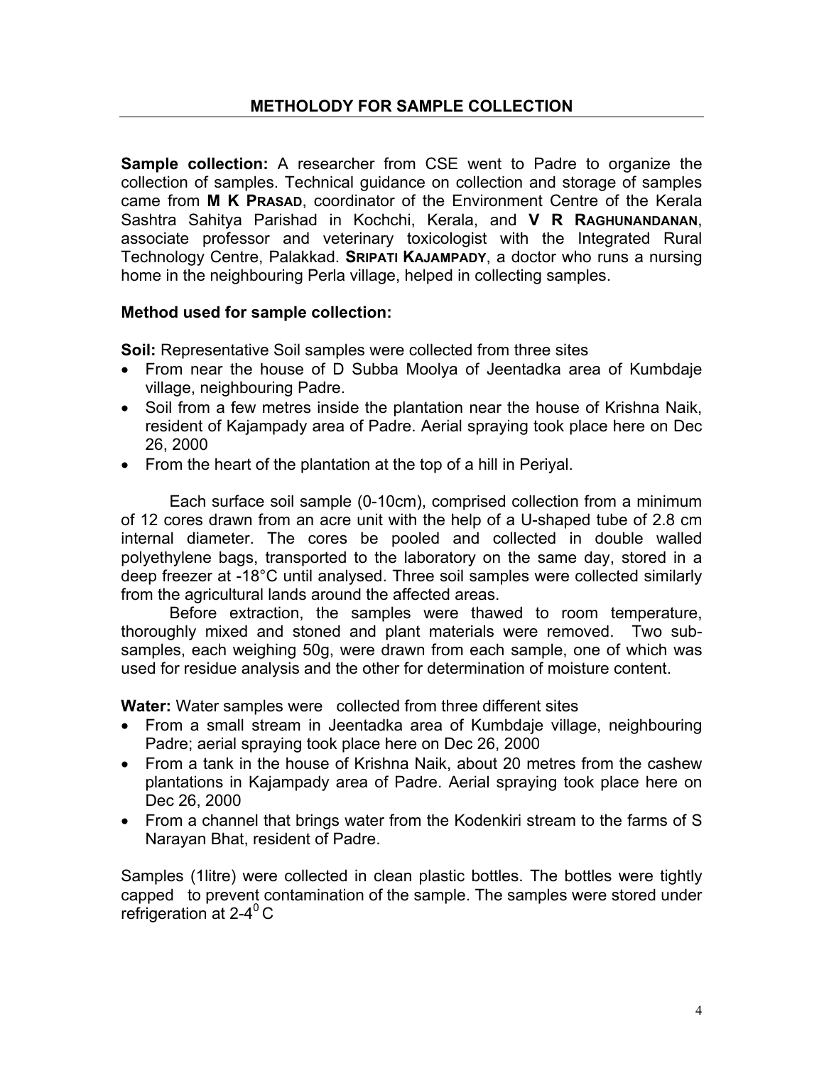## METHOLODY FOR SAMPLE COLLECTION

**Sample collection:** A researcher from CSE went to Padre to organize the collection of samples. Technical guidance on collection and storage of samples came from **M K PRASAD**, coordinator of the Environment Centre of the Kerala Sashtra Sahitya Parishad in Kochchi, Kerala, and **V R RAGHUNANDANAN**, associate professor and veterinary toxicologist with the Integrated Rural Technology Centre, Palakkad. **SRIPATI KAJAMPADY**, a doctor who runs a nursing home in the neighbouring Perla village, helped in collecting samples.

### Method used for sample collection:

**Soil:** Representative Soil samples were collected from three sites

- From near the house of D Subba Moolya of Jeentadka area of Kumbdaje village, neighbouring Padre.
- Soil from a few metres inside the plantation near the house of Krishna Naik, resident of Kajampady area of Padre. Aerial spraying took place here on Dec 26, 2000
- From the heart of the plantation at the top of a hill in Periyal.

Each surface soil sample (0-10cm), comprised collection from a minimum of 12 cores drawn from an acre unit with the help of a U-shaped tube of 2.8 cm internal diameter. The cores be pooled and collected in double walled polyethylene bags, transported to the laboratory on the same day, stored in a deep freezer at -18°C until analysed. Three soil samples were collected similarly from the agricultural lands around the affected areas.

Before extraction, the samples were thawed to room temperature, thoroughly mixed and stoned and plant materials were removed. Two sub-samples, each weighing 50g, were drawn from each sample, one of which was used for residue analysis and the other for determination of moisture content.

**Water:** Water samples were collected from three different sites

- From a small stream in Jeentadka area of Kumbdaje village, neighbouring Padre; aerial spraying took place here on Dec 26, 2000
- From a tank in the house of Krishna Naik, about 20 metres from the cashew plantations in Kajampady area of Padre. Aerial spraying took place here on Dec 26, 2000
- From a channel that brings water from the Kodenkiri stream to the farms of S Narayan Bhat, resident of Padre.

Samples (1litre) were collected in clean plastic bottles. The bottles were tightly capped to prevent contamination of the sample. The samples were stored under refrigeration at 2-4$^0$ C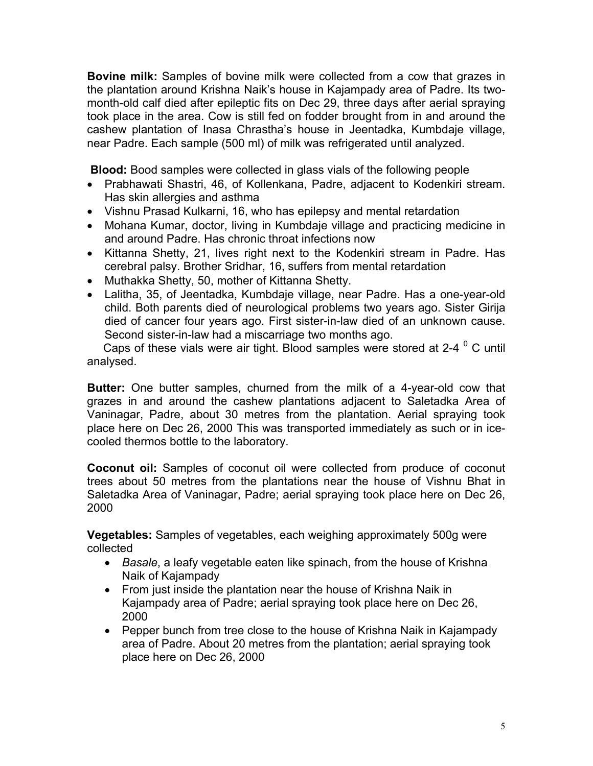**Bovine milk:** Samples of bovine milk were collected from a cow that grazes in the plantation around Krishna Naik's house in Kajampady area of Padre. Its two-month-old calf died after epileptic fits on Dec 29, three days after aerial spraying took place in the area. Cow is still fed on fodder brought from in and around the cashew plantation of Inasa Chrastha's house in Jeentadka, Kumbdaje village, near Padre. Each sample (500 ml) of milk was refrigerated until analyzed.

**Blood:** Bood samples were collected in glass vials of the following people

- Prabhawati Shastri, 46, of Kollenkana, Padre, adjacent to Kodenkiri stream. Has skin allergies and asthma
- Vishnu Prasad Kulkarni, 16, who has epilepsy and mental retardation
- Mohana Kumar, doctor, living in Kumbdaje village and practicing medicine in and around Padre. Has chronic throat infections now
- Kittanna Shetty, 21, lives right next to the Kodenkiri stream in Padre. Has cerebral palsy. Brother Sridhar, 16, suffers from mental retardation
- Muthakka Shetty, 50, mother of Kittanna Shetty.
- Lalitha, 35, of Jeentadka, Kumbdaje village, near Padre. Has a one-year-old child. Both parents died of neurological problems two years ago. Sister Girija died of cancer four years ago. First sister-in-law died of an unknown cause. Second sister-in-law had a miscarriage two months ago.

Caps of these vials were air tight. Blood samples were stored at 2-4 $^{0}$ C until analysed.

**Butter:** One butter samples, churned from the milk of a 4-year-old cow that grazes in and around the cashew plantations adjacent to Saletadka Area of Vaninagar, Padre, about 30 metres from the plantation. Aerial spraying took place here on Dec 26, 2000 This was transported immediately as such or in ice-cooled thermos bottle to the laboratory.

**Coconut oil:** Samples of coconut oil were collected from produce of coconut trees about 50 metres from the plantations near the house of Vishnu Bhat in Saletadka Area of Vaninagar, Padre; aerial spraying took place here on Dec 26, 2000

**Vegetables:** Samples of vegetables, each weighing approximately 500g were collected

- *Basale*, a leafy vegetable eaten like spinach, from the house of Krishna Naik of Kajampady
- From just inside the plantation near the house of Krishna Naik in Kajampady area of Padre; aerial spraying took place here on Dec 26, 2000
- Pepper bunch from tree close to the house of Krishna Naik in Kajampady area of Padre. About 20 metres from the plantation; aerial spraying took place here on Dec 26, 2000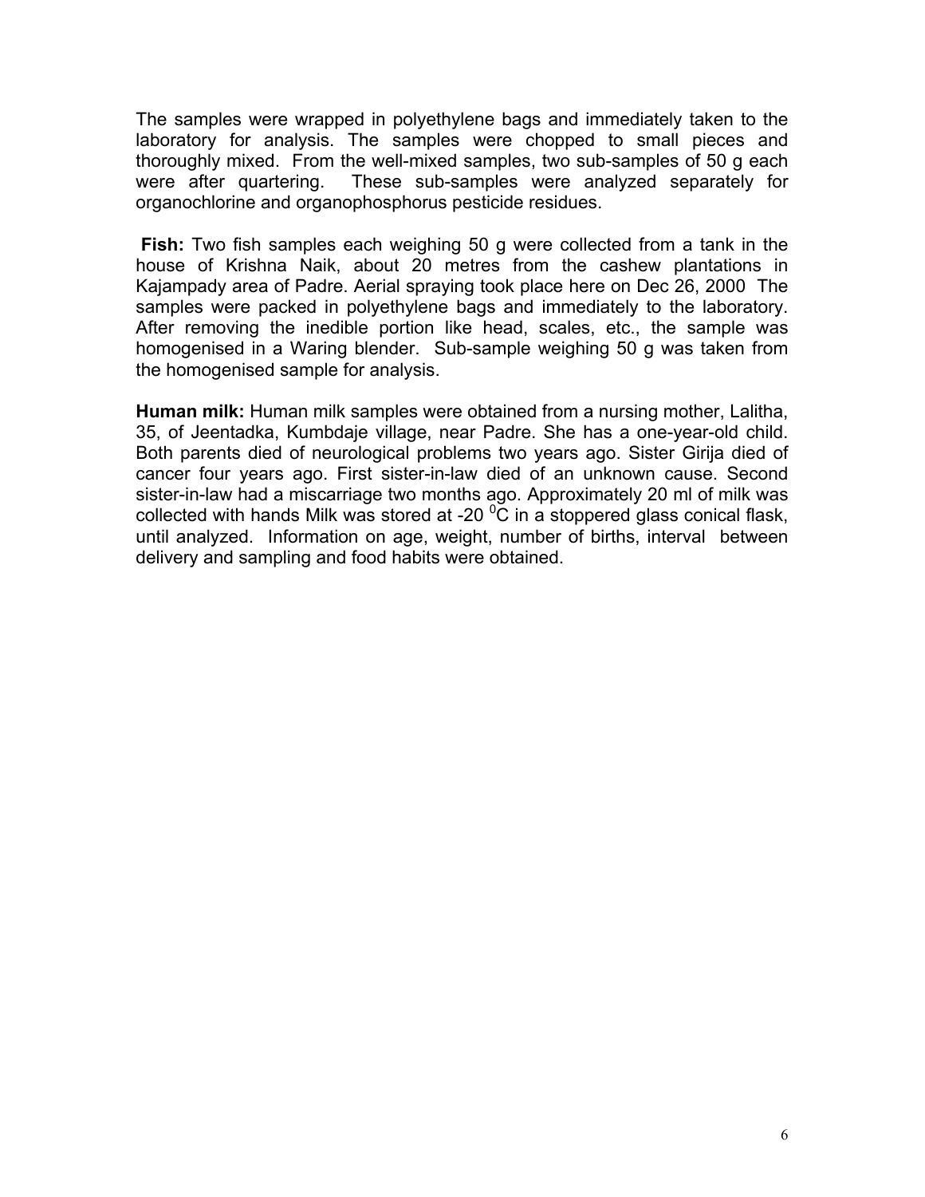The samples were wrapped in polyethylene bags and immediately taken to the laboratory for analysis. The samples were chopped to small pieces and thoroughly mixed. From the well-mixed samples, two sub-samples of 50 g each were after quartering. These sub-samples were analyzed separately for organochlorine and organophosphorus pesticide residues.

**Fish:** Two fish samples each weighing 50 g were collected from a tank in the house of Krishna Naik, about 20 metres from the cashew plantations in Kajampady area of Padre. Aerial spraying took place here on Dec 26, 2000 The samples were packed in polyethylene bags and immediately to the laboratory. After removing the inedible portion like head, scales, etc., the sample was homogenised in a Waring blender. Sub-sample weighing 50 g was taken from the homogenised sample for analysis.

**Human milk:** Human milk samples were obtained from a nursing mother, Lalitha, 35, of Jeentadka, Kumbdaje village, near Padre. She has a one-year-old child. Both parents died of neurological problems two years ago. Sister Girija died of cancer four years ago. First sister-in-law died of an unknown cause. Second sister-in-law had a miscarriage two months ago. Approximately 20 ml of milk was collected with hands Milk was stored at -20 $^{0}$C in a stoppered glass conical flask, until analyzed. Information on age, weight, number of births, interval between delivery and sampling and food habits were obtained.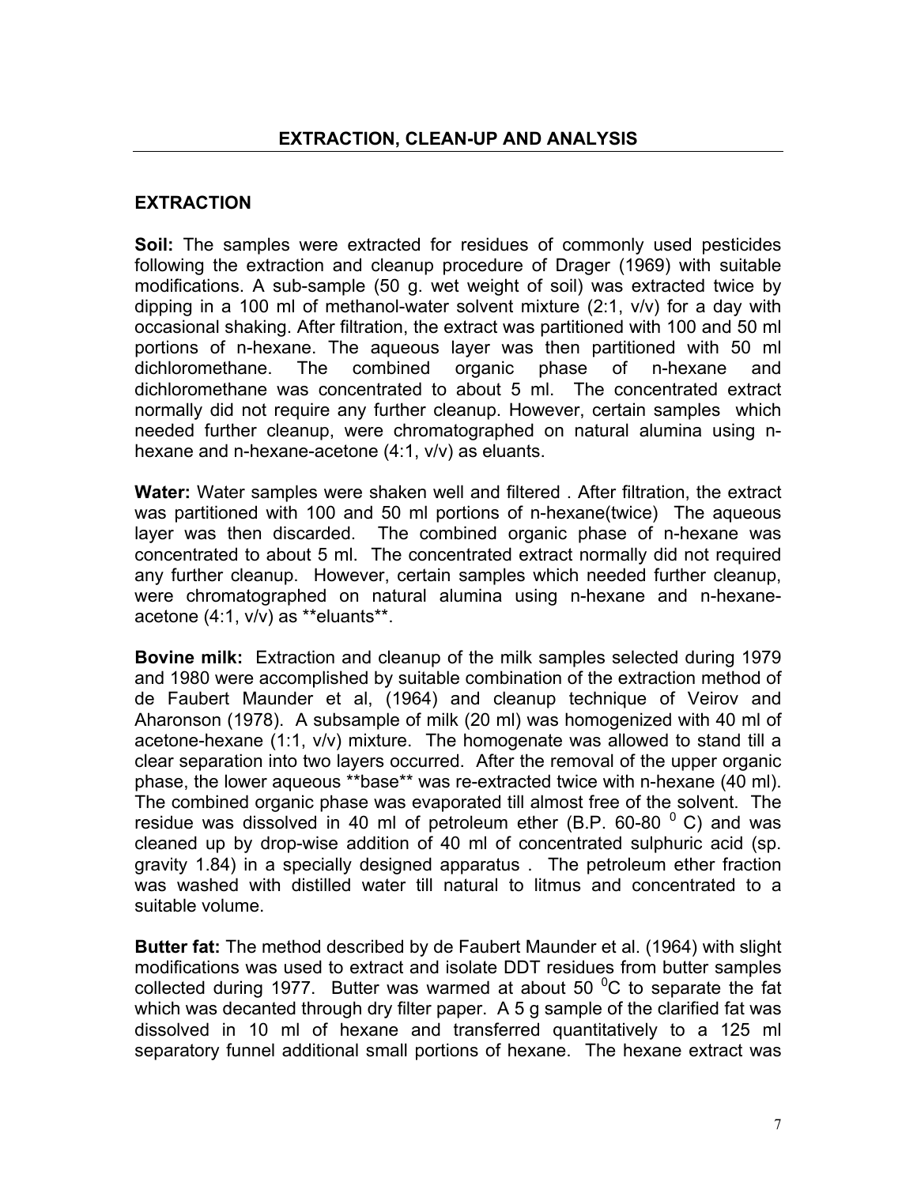## EXTRACTION, CLEAN-UP AND ANALYSIS

### EXTRACTION

**Soil:** The samples were extracted for residues of commonly used pesticides following the extraction and cleanup procedure of Drager (1969) with suitable modifications. A sub-sample (50 g. wet weight of soil) was extracted twice by dipping in a 100 ml of methanol-water solvent mixture (2:1, v/v) for a day with occasional shaking. After filtration, the extract was partitioned with 100 and 50 ml portions of n-hexane. The aqueous layer was then partitioned with 50 ml dichloromethane. The combined organic phase of n-hexane and dichloromethane was concentrated to about 5 ml. The concentrated extract normally did not require any further cleanup. However, certain samples which needed further cleanup, were chromatographed on natural alumina using n-hexane and n-hexane-acetone (4:1, v/v) as eluants.

**Water:** Water samples were shaken well and filtered . After filtration, the extract was partitioned with 100 and 50 ml portions of n-hexane(twice) The aqueous layer was then discarded. The combined organic phase of n-hexane was concentrated to about 5 ml. The concentrated extract normally did not required any further cleanup. However, certain samples which needed further cleanup, were chromatographed on natural alumina using n-hexane and n-hexane-acetone (4:1, v/v) as **eluants**.

**Bovine milk:** Extraction and cleanup of the milk samples selected during 1979 and 1980 were accomplished by suitable combination of the extraction method of de Faubert Maunder et al, (1964) and cleanup technique of Veirov and Aharonson (1978). A subsample of milk (20 ml) was homogenized with 40 ml of acetone-hexane (1:1, v/v) mixture. The homogenate was allowed to stand till a clear separation into two layers occurred. After the removal of the upper organic phase, the lower aqueous **base** was re-extracted twice with n-hexane (40 ml). The combined organic phase was evaporated till almost free of the solvent. The residue was dissolved in 40 ml of petroleum ether (B.P. 60-80 $^0$ C) and was cleaned up by drop-wise addition of 40 ml of concentrated sulphuric acid (sp. gravity 1.84) in a specially designed apparatus . The petroleum ether fraction was washed with distilled water till natural to litmus and concentrated to a suitable volume.

**Butter fat:** The method described by de Faubert Maunder et al. (1964) with slight modifications was used to extract and isolate DDT residues from butter samples collected during 1977. Butter was warmed at about 50 $^0$C to separate the fat which was decanted through dry filter paper. A 5 g sample of the clarified fat was dissolved in 10 ml of hexane and transferred quantitatively to a 125 ml separatory funnel additional small portions of hexane. The hexane extract was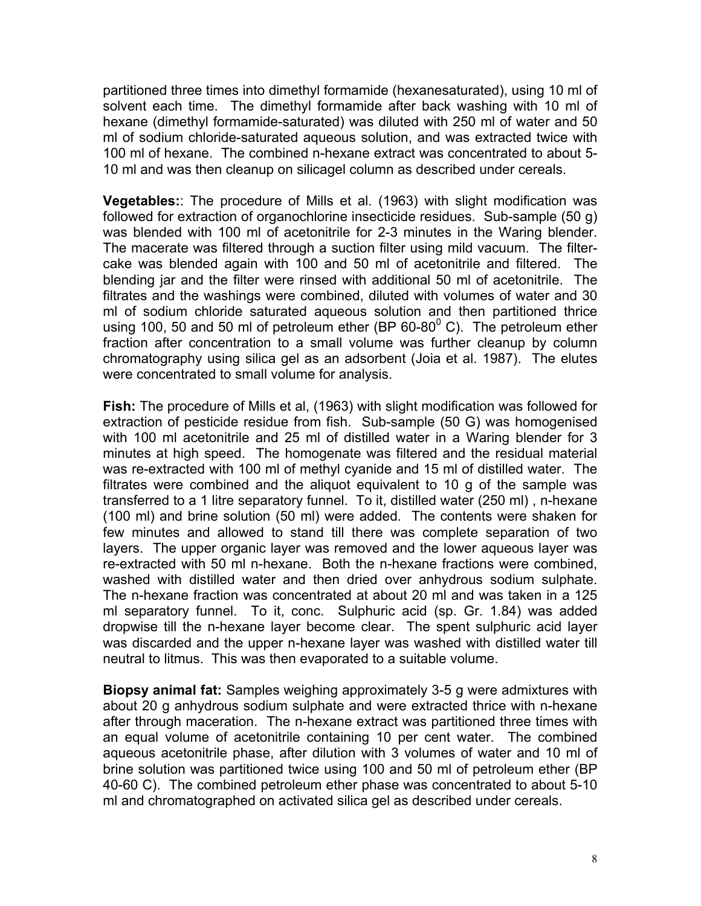partitioned three times into dimethyl formamide (hexanesaturated), using 10 ml of solvent each time. The dimethyl formamide after back washing with 10 ml of hexane (dimethyl formamide-saturated) was diluted with 250 ml of water and 50 ml of sodium chloride-saturated aqueous solution, and was extracted twice with 100 ml of hexane. The combined n-hexane extract was concentrated to about 5-10 ml and was then cleanup on silicagel column as described under cereals.

**Vegetables:**: The procedure of Mills et al. (1963) with slight modification was followed for extraction of organochlorine insecticide residues. Sub-sample (50 g) was blended with 100 ml of acetonitrile for 2-3 minutes in the Waring blender. The macerate was filtered through a suction filter using mild vacuum. The filter-cake was blended again with 100 and 50 ml of acetonitrile and filtered. The blending jar and the filter were rinsed with additional 50 ml of acetonitrile. The filtrates and the washings were combined, diluted with volumes of water and 30 ml of sodium chloride saturated aqueous solution and then partitioned thrice using 100, 50 and 50 ml of petroleum ether (BP 60-80$^0$ C). The petroleum ether fraction after concentration to a small volume was further cleanup by column chromatography using silica gel as an adsorbent (Joia et al. 1987). The elutes were concentrated to small volume for analysis.

**Fish:** The procedure of Mills et al, (1963) with slight modification was followed for extraction of pesticide residue from fish. Sub-sample (50 G) was homogenised with 100 ml acetonitrile and 25 ml of distilled water in a Waring blender for 3 minutes at high speed. The homogenate was filtered and the residual material was re-extracted with 100 ml of methyl cyanide and 15 ml of distilled water. The filtrates were combined and the aliquot equivalent to 10 g of the sample was transferred to a 1 litre separatory funnel. To it, distilled water (250 ml) , n-hexane (100 ml) and brine solution (50 ml) were added. The contents were shaken for few minutes and allowed to stand till there was complete separation of two layers. The upper organic layer was removed and the lower aqueous layer was re-extracted with 50 ml n-hexane. Both the n-hexane fractions were combined, washed with distilled water and then dried over anhydrous sodium sulphate. The n-hexane fraction was concentrated at about 20 ml and was taken in a 125 ml separatory funnel. To it, conc. Sulphuric acid (sp. Gr. 1.84) was added dropwise till the n-hexane layer become clear. The spent sulphuric acid layer was discarded and the upper n-hexane layer was washed with distilled water till neutral to litmus. This was then evaporated to a suitable volume.

**Biopsy animal fat:** Samples weighing approximately 3-5 g were admixtures with about 20 g anhydrous sodium sulphate and were extracted thrice with n-hexane after through maceration. The n-hexane extract was partitioned three times with an equal volume of acetonitrile containing 10 per cent water. The combined aqueous acetonitrile phase, after dilution with 3 volumes of water and 10 ml of brine solution was partitioned twice using 100 and 50 ml of petroleum ether (BP 40-60 C). The combined petroleum ether phase was concentrated to about 5-10 ml and chromatographed on activated silica gel as described under cereals.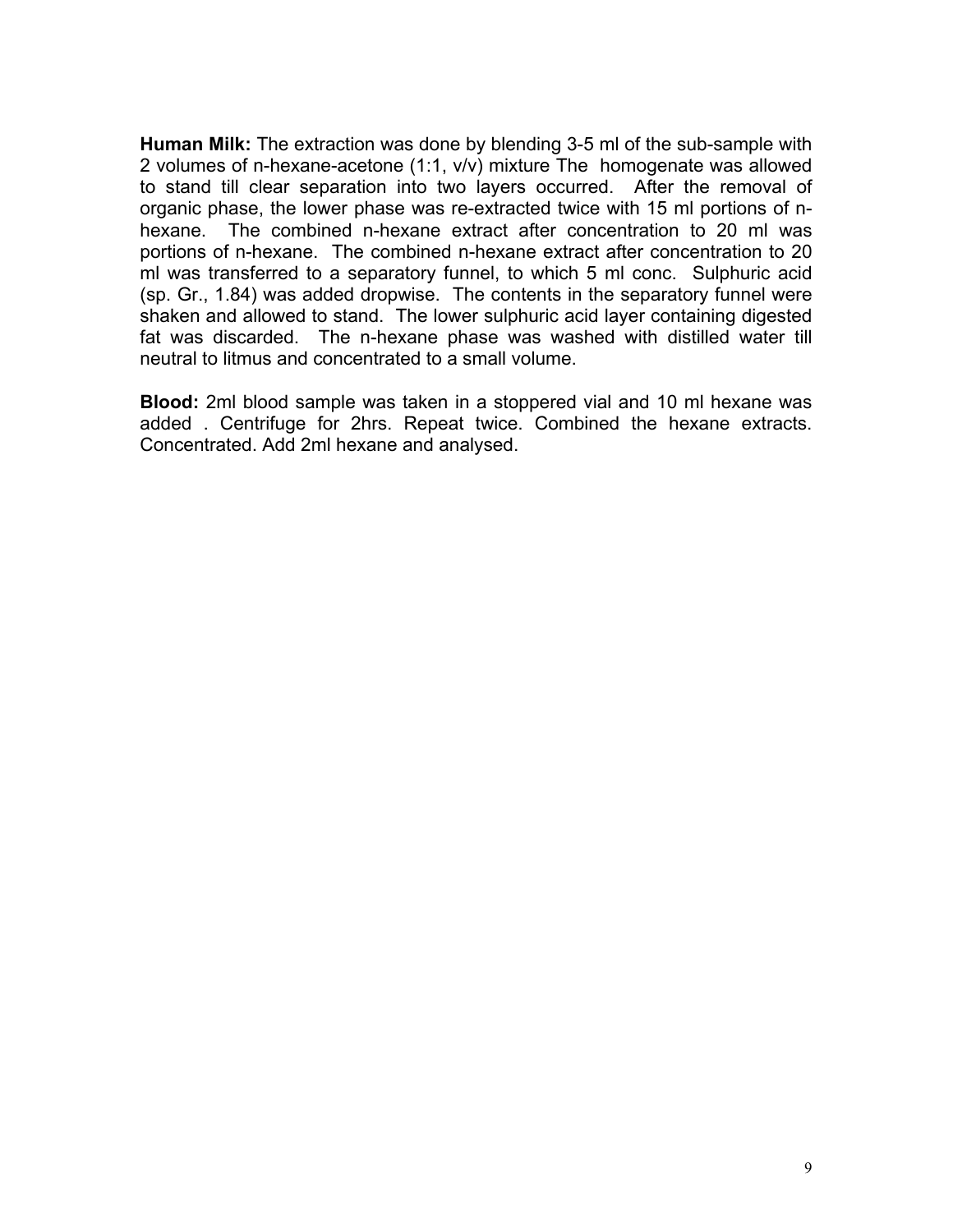**Human Milk:** The extraction was done by blending 3-5 ml of the sub-sample with 2 volumes of n-hexane-acetone (1:1, v/v) mixture The homogenate was allowed to stand till clear separation into two layers occurred. After the removal of organic phase, the lower phase was re-extracted twice with 15 ml portions of n-hexane. The combined n-hexane extract after concentration to 20 ml was portions of n-hexane. The combined n-hexane extract after concentration to 20 ml was transferred to a separatory funnel, to which 5 ml conc. Sulphuric acid (sp. Gr., 1.84) was added dropwise. The contents in the separatory funnel were shaken and allowed to stand. The lower sulphuric acid layer containing digested fat was discarded. The n-hexane phase was washed with distilled water till neutral to litmus and concentrated to a small volume.

**Blood:** 2ml blood sample was taken in a stoppered vial and 10 ml hexane was added . Centrifuge for 2hrs. Repeat twice. Combined the hexane extracts. Concentrated. Add 2ml hexane and analysed.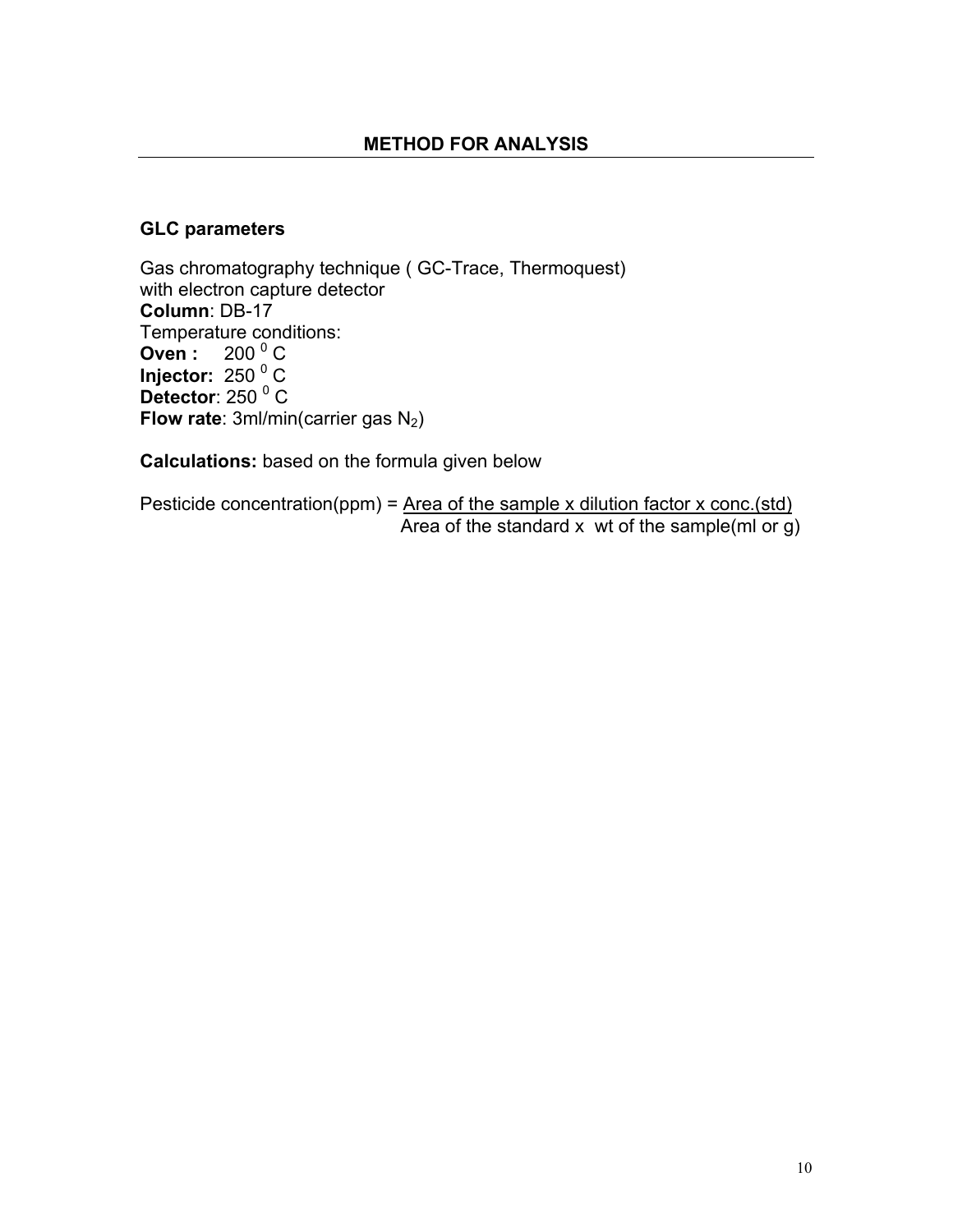## METHOD FOR ANALYSIS

### GLC parameters

Gas chromatography technique ( GC-Trace, Thermoquest) with electron capture detector

**Column**: DB-17

Temperature conditions:

**Oven :** $200\ ^0$ C

**Injector:** $250\ ^0$ C

**Detector**: $250\ ^0$ C

**Flow rate**: 3ml/min(carrier gas $N_2$)

**Calculations:** based on the formula given below

$$\text{Pesticide concentration(ppm)} = \frac{\text{Area of the sample} \times \text{dilution factor} \times \text{conc.(std)}}{\text{Area of the standard} \times \text{wt of the sample(ml or g)}}$$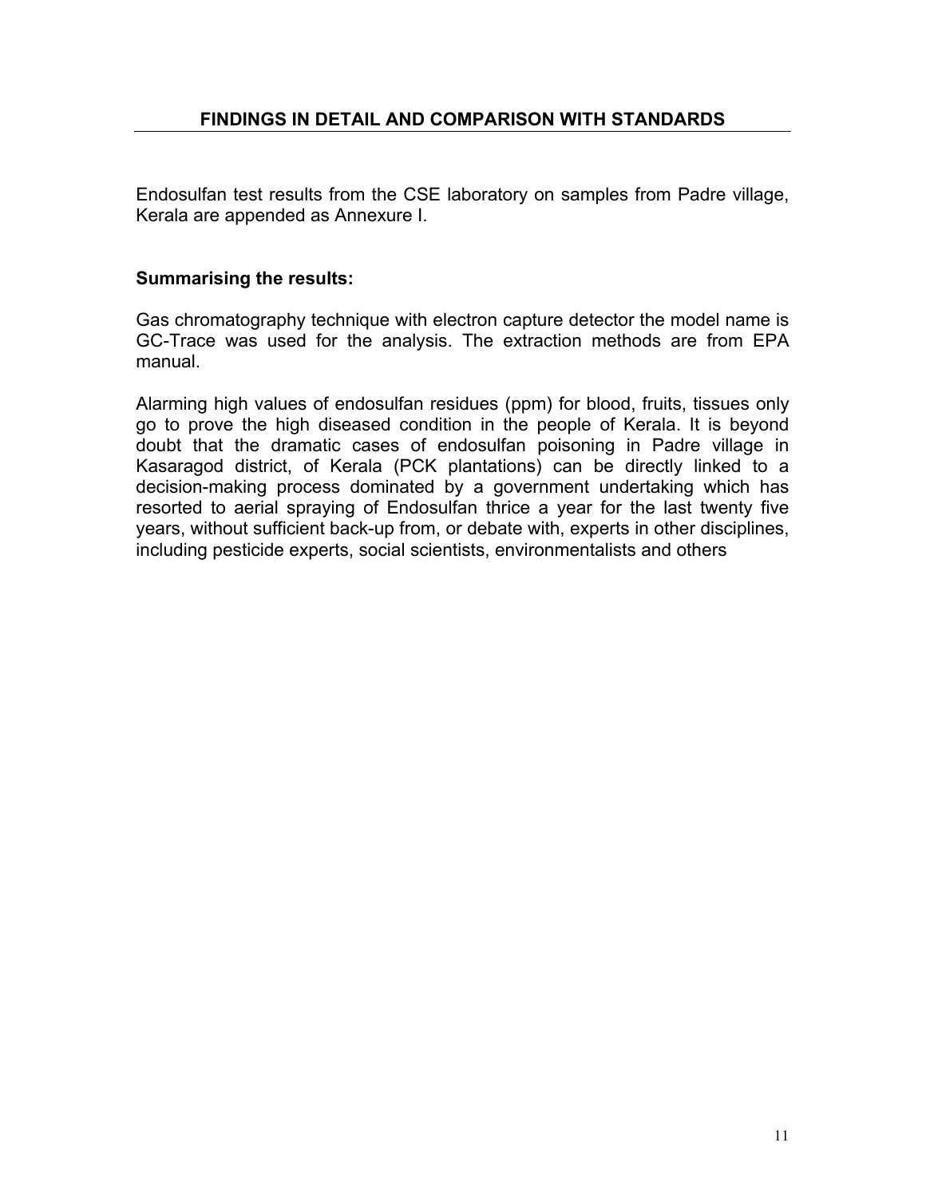## FINDINGS IN DETAIL AND COMPARISON WITH STANDARDS

Endosulfan test results from the CSE laboratory on samples from Padre village, Kerala are appended as Annexure I.

**Summarising the results:**

Gas chromatography technique with electron capture detector the model name is GC-Trace was used for the analysis. The extraction methods are from EPA manual.

Alarming high values of endosulfan residues (ppm) for blood, fruits, tissues only go to prove the high diseased condition in the people of Kerala. It is beyond doubt that the dramatic cases of endosulfan poisoning in Padre village in Kasaragod district, of Kerala (PCK plantations) can be directly linked to a decision-making process dominated by a government undertaking which has resorted to aerial spraying of Endosulfan thrice a year for the last twenty five years, without sufficient back-up from, or debate with, experts in other disciplines, including pesticide experts, social scientists, environmentalists and others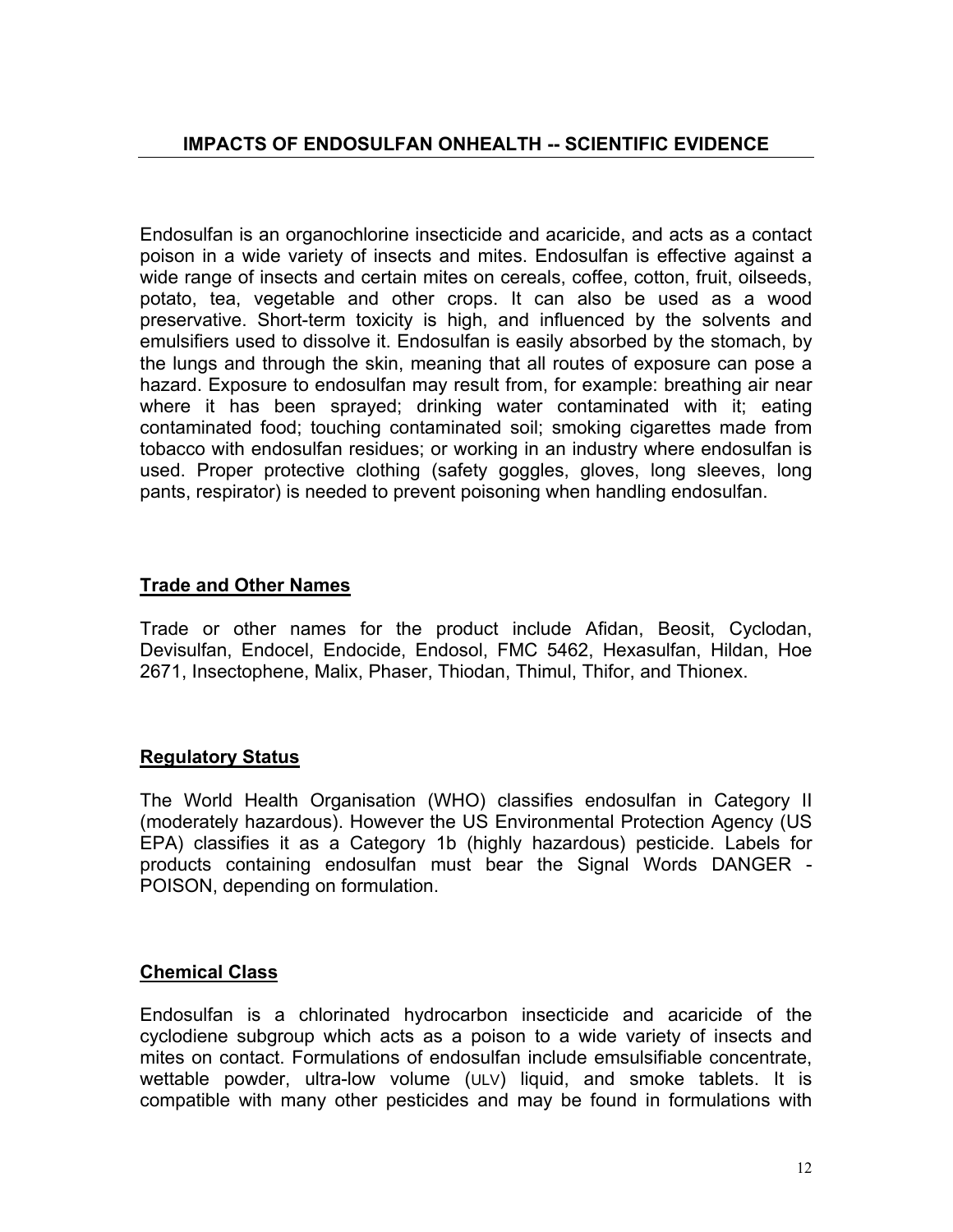## IMPACTS OF ENDOSULFAN ONHEALTH -- SCIENTIFIC EVIDENCE

Endosulfan is an organochlorine insecticide and acaricide, and acts as a contact poison in a wide variety of insects and mites. Endosulfan is effective against a wide range of insects and certain mites on cereals, coffee, cotton, fruit, oilseeds, potato, tea, vegetable and other crops. It can also be used as a wood preservative. Short-term toxicity is high, and influenced by the solvents and emulsifiers used to dissolve it. Endosulfan is easily absorbed by the stomach, by the lungs and through the skin, meaning that all routes of exposure can pose a hazard. Exposure to endosulfan may result from, for example: breathing air near where it has been sprayed; drinking water contaminated with it; eating contaminated food; touching contaminated soil; smoking cigarettes made from tobacco with endosulfan residues; or working in an industry where endosulfan is used. Proper protective clothing (safety goggles, gloves, long sleeves, long pants, respirator) is needed to prevent poisoning when handling endosulfan.

### Trade and Other Names

Trade or other names for the product include Afidan, Beosit, Cyclodan, Devisulfan, Endocel, Endocide, Endosol, FMC 5462, Hexasulfan, Hildan, Hoe 2671, Insectophene, Malix, Phaser, Thiodan, Thimul, Thifor, and Thionex.

### Regulatory Status

The World Health Organisation (WHO) classifies endosulfan in Category II (moderately hazardous). However the US Environmental Protection Agency (US EPA) classifies it as a Category 1b (highly hazardous) pesticide. Labels for products containing endosulfan must bear the Signal Words DANGER - POISON, depending on formulation.

### Chemical Class

Endosulfan is a chlorinated hydrocarbon insecticide and acaricide of the cyclodiene subgroup which acts as a poison to a wide variety of insects and mites on contact. Formulations of endosulfan include emsulsifiable concentrate, wettable powder, ultra-low volume (ULV) liquid, and smoke tablets. It is compatible with many other pesticides and may be found in formulations with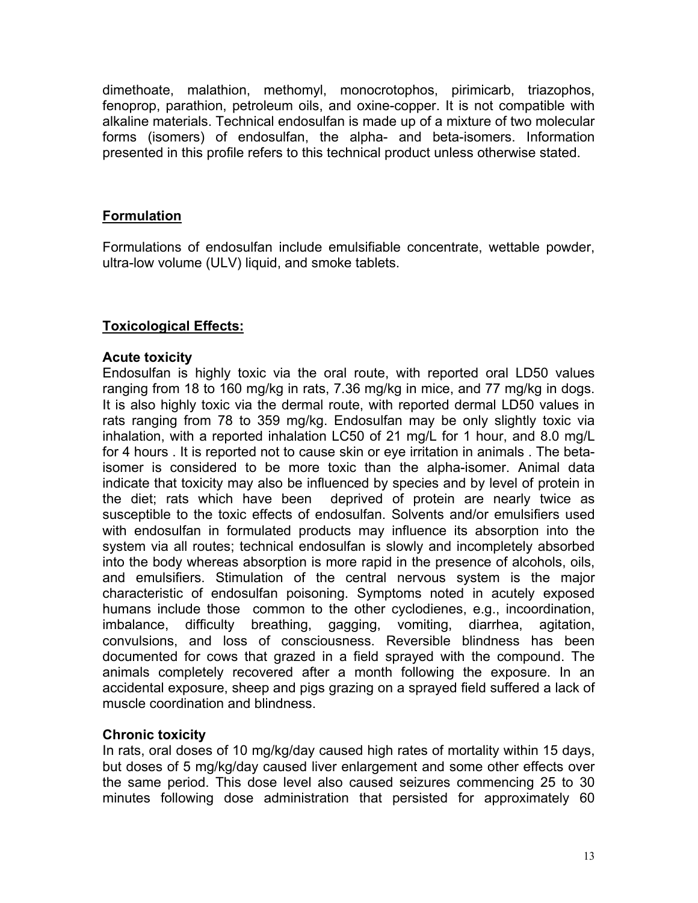dimethoate, malathion, methomyl, monocrotophos, pirimicarb, triazophos, fenoprop, parathion, petroleum oils, and oxine-copper. It is not compatible with alkaline materials. Technical endosulfan is made up of a mixture of two molecular forms (isomers) of endosulfan, the alpha- and beta-isomers. Information presented in this profile refers to this technical product unless otherwise stated.

## **Formulation**

Formulations of endosulfan include emulsifiable concentrate, wettable powder, ultra-low volume (ULV) liquid, and smoke tablets.

## **Toxicological Effects:**

### Acute toxicity

Endosulfan is highly toxic via the oral route, with reported oral LD50 values ranging from 18 to 160 mg/kg in rats, 7.36 mg/kg in mice, and 77 mg/kg in dogs. It is also highly toxic via the dermal route, with reported dermal LD50 values in rats ranging from 78 to 359 mg/kg. Endosulfan may be only slightly toxic via inhalation, with a reported inhalation LC50 of 21 mg/L for 1 hour, and 8.0 mg/L for 4 hours . It is reported not to cause skin or eye irritation in animals . The beta-isomer is considered to be more toxic than the alpha-isomer. Animal data indicate that toxicity may also be influenced by species and by level of protein in the diet; rats which have been deprived of protein are nearly twice as susceptible to the toxic effects of endosulfan. Solvents and/or emulsifiers used with endosulfan in formulated products may influence its absorption into the system via all routes; technical endosulfan is slowly and incompletely absorbed into the body whereas absorption is more rapid in the presence of alcohols, oils, and emulsifiers. Stimulation of the central nervous system is the major characteristic of endosulfan poisoning. Symptoms noted in acutely exposed humans include those common to the other cyclodienes, e.g., incoordination, imbalance, difficulty breathing, gagging, vomiting, diarrhea, agitation, convulsions, and loss of consciousness. Reversible blindness has been documented for cows that grazed in a field sprayed with the compound. The animals completely recovered after a month following the exposure. In an accidental exposure, sheep and pigs grazing on a sprayed field suffered a lack of muscle coordination and blindness.

### Chronic toxicity

In rats, oral doses of 10 mg/kg/day caused high rates of mortality within 15 days, but doses of 5 mg/kg/day caused liver enlargement and some other effects over the same period. This dose level also caused seizures commencing 25 to 30 minutes following dose administration that persisted for approximately 60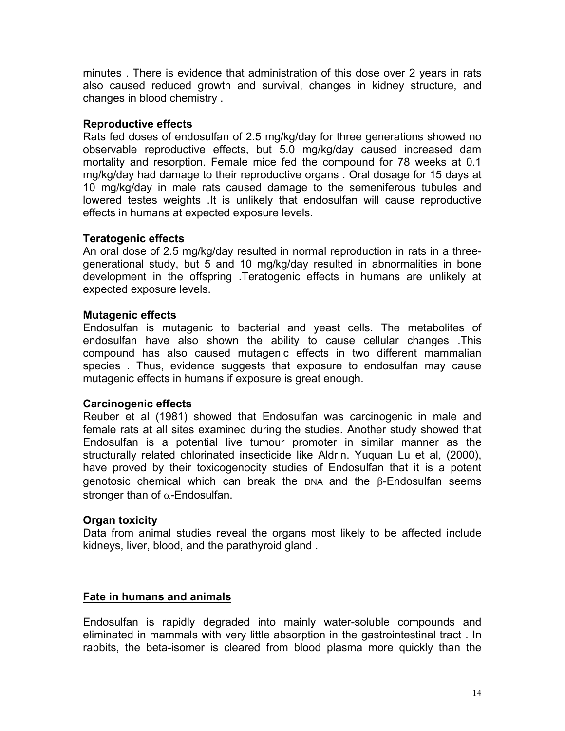minutes . There is evidence that administration of this dose over 2 years in rats also caused reduced growth and survival, changes in kidney structure, and changes in blood chemistry .

**Reproductive effects**

Rats fed doses of endosulfan of 2.5 mg/kg/day for three generations showed no observable reproductive effects, but 5.0 mg/kg/day caused increased dam mortality and resorption. Female mice fed the compound for 78 weeks at 0.1 mg/kg/day had damage to their reproductive organs . Oral dosage for 15 days at 10 mg/kg/day in male rats caused damage to the semeniferous tubules and lowered testes weights .It is unlikely that endosulfan will cause reproductive effects in humans at expected exposure levels.

**Teratogenic effects**

An oral dose of 2.5 mg/kg/day resulted in normal reproduction in rats in a three-generational study, but 5 and 10 mg/kg/day resulted in abnormalities in bone development in the offspring .Teratogenic effects in humans are unlikely at expected exposure levels.

**Mutagenic effects**

Endosulfan is mutagenic to bacterial and yeast cells. The metabolites of endosulfan have also shown the ability to cause cellular changes .This compound has also caused mutagenic effects in two different mammalian species . Thus, evidence suggests that exposure to endosulfan may cause mutagenic effects in humans if exposure is great enough.

**Carcinogenic effects**

Reuber et al (1981) showed that Endosulfan was carcinogenic in male and female rats at all sites examined during the studies. Another study showed that Endosulfan is a potential live tumour promoter in similar manner as the structurally related chlorinated insecticide like Aldrin. Yuquan Lu et al, (2000), have proved by their toxicogenocity studies of Endosulfan that it is a potent genotosic chemical which can break the DNA and the β-Endosulfan seems stronger than of α-Endosulfan.

**Organ toxicity**

Data from animal studies reveal the organs most likely to be affected include kidneys, liver, blood, and the parathyroid gland .

## Fate in humans and animals

Endosulfan is rapidly degraded into mainly water-soluble compounds and eliminated in mammals with very little absorption in the gastrointestinal tract . In rabbits, the beta-isomer is cleared from blood plasma more quickly than the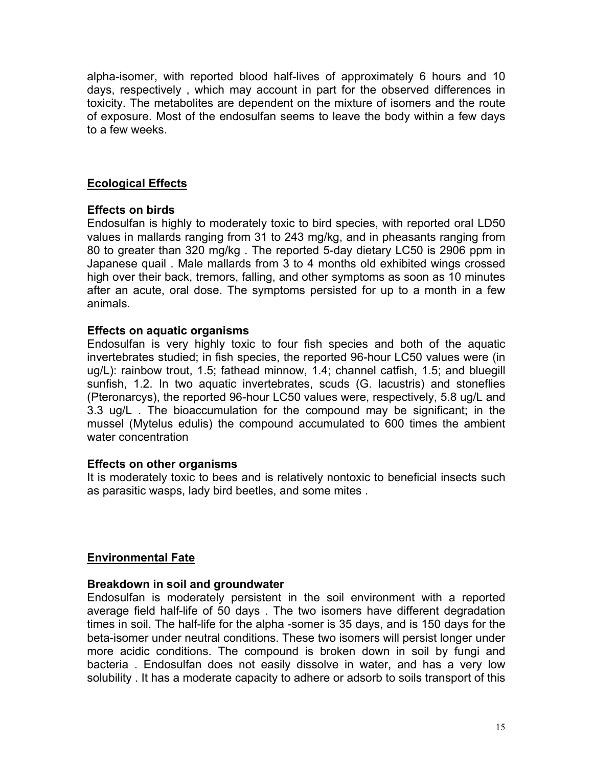alpha-isomer, with reported blood half-lives of approximately 6 hours and 10 days, respectively , which may account in part for the observed differences in toxicity. The metabolites are dependent on the mixture of isomers and the route of exposure. Most of the endosulfan seems to leave the body within a few days to a few weeks.

## Ecological Effects

### Effects on birds

Endosulfan is highly to moderately toxic to bird species, with reported oral LD50 values in mallards ranging from 31 to 243 mg/kg, and in pheasants ranging from 80 to greater than 320 mg/kg . The reported 5-day dietary LC50 is 2906 ppm in Japanese quail . Male mallards from 3 to 4 months old exhibited wings crossed high over their back, tremors, falling, and other symptoms as soon as 10 minutes after an acute, oral dose. The symptoms persisted for up to a month in a few animals.

### Effects on aquatic organisms

Endosulfan is very highly toxic to four fish species and both of the aquatic invertebrates studied; in fish species, the reported 96-hour LC50 values were (in ug/L): rainbow trout, 1.5; fathead minnow, 1.4; channel catfish, 1.5; and bluegill sunfish, 1.2. In two aquatic invertebrates, scuds (G. lacustris) and stoneflies (Pteronarcys), the reported 96-hour LC50 values were, respectively, 5.8 ug/L and 3.3 ug/L . The bioaccumulation for the compound may be significant; in the mussel (Mytelus edulis) the compound accumulated to 600 times the ambient water concentration

### Effects on other organisms

It is moderately toxic to bees and is relatively nontoxic to beneficial insects such as parasitic wasps, lady bird beetles, and some mites .

## Environmental Fate

### Breakdown in soil and groundwater

Endosulfan is moderately persistent in the soil environment with a reported average field half-life of 50 days . The two isomers have different degradation times in soil. The half-life for the alpha -somer is 35 days, and is 150 days for the beta-isomer under neutral conditions. These two isomers will persist longer under more acidic conditions. The compound is broken down in soil by fungi and bacteria . Endosulfan does not easily dissolve in water, and has a very low solubility . It has a moderate capacity to adhere or adsorb to soils transport of this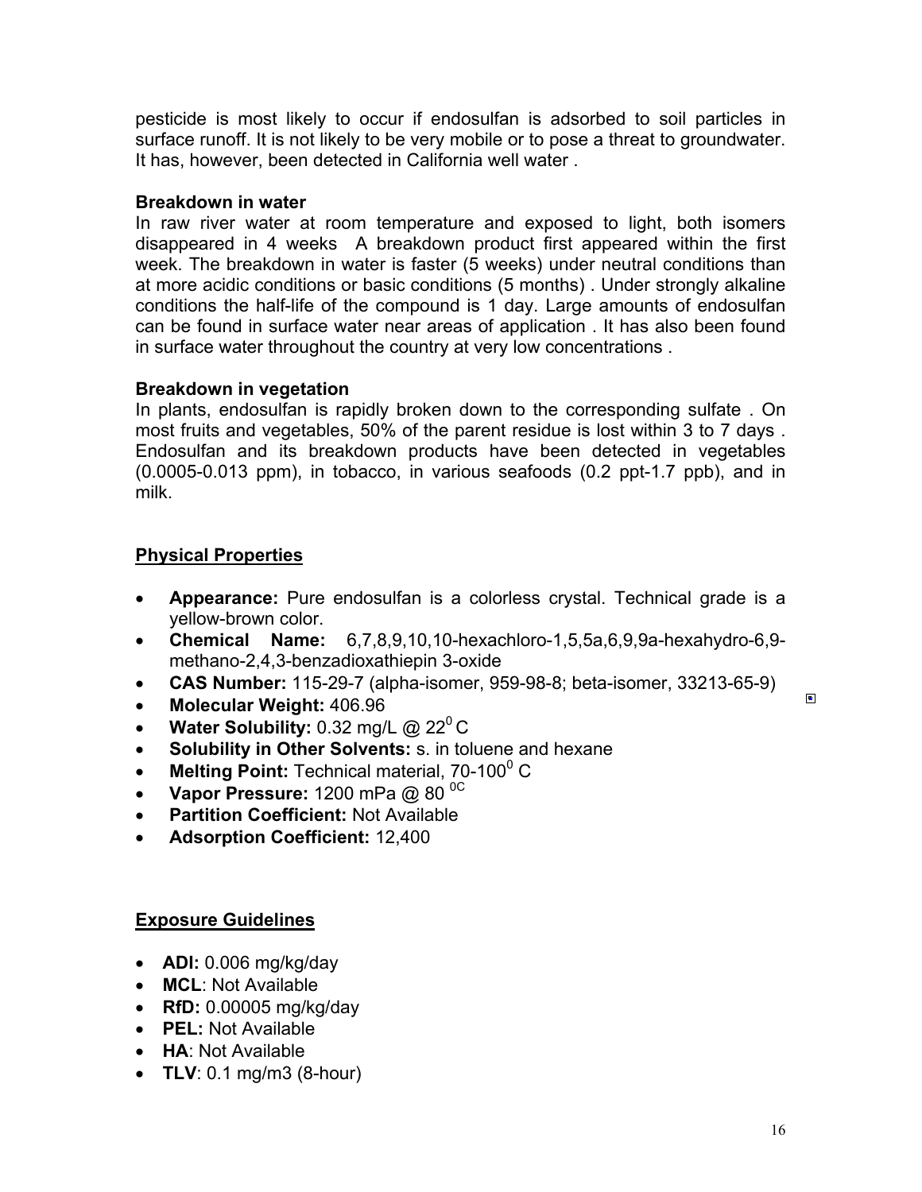pesticide is most likely to occur if endosulfan is adsorbed to soil particles in surface runoff. It is not likely to be very mobile or to pose a threat to groundwater. It has, however, been detected in California well water .

**Breakdown in water**

In raw river water at room temperature and exposed to light, both isomers disappeared in 4 weeks A breakdown product first appeared within the first week. The breakdown in water is faster (5 weeks) under neutral conditions than at more acidic conditions or basic conditions (5 months) . Under strongly alkaline conditions the half-life of the compound is 1 day. Large amounts of endosulfan can be found in surface water near areas of application . It has also been found in surface water throughout the country at very low concentrations .

**Breakdown in vegetation**

In plants, endosulfan is rapidly broken down to the corresponding sulfate . On most fruits and vegetables, 50% of the parent residue is lost within 3 to 7 days . Endosulfan and its breakdown products have been detected in vegetables (0.0005-0.013 ppm), in tobacco, in various seafoods (0.2 ppt-1.7 ppb), and in milk.

## Physical Properties

- **Appearance:** Pure endosulfan is a colorless crystal. Technical grade is a yellow-brown color.
- **Chemical Name:** 6,7,8,9,10,10-hexachloro-1,5,5a,6,9,9a-hexahydro-6,9-methano-2,4,3-benzadioxathiepin 3-oxide
- **CAS Number:** 115-29-7 (alpha-isomer, 959-98-8; beta-isomer, 33213-65-9)
- **Molecular Weight:** 406.96
- **Water Solubility:** 0.32 mg/L @ $22^0$ C
- **Solubility in Other Solvents:** s. in toluene and hexane
- **Melting Point:** Technical material, $70\text{-}100^0$ C
- **Vapor Pressure:** 1200 mPa @ 80 $^{0C}$
- **Partition Coefficient:** Not Available
- **Adsorption Coefficient:** 12,400

## Exposure Guidelines

- **ADI:** 0.006 mg/kg/day
- **MCL**: Not Available
- **RfD:** 0.00005 mg/kg/day
- **PEL:** Not Available
- **HA**: Not Available
- **TLV**: 0.1 mg/m3 (8-hour)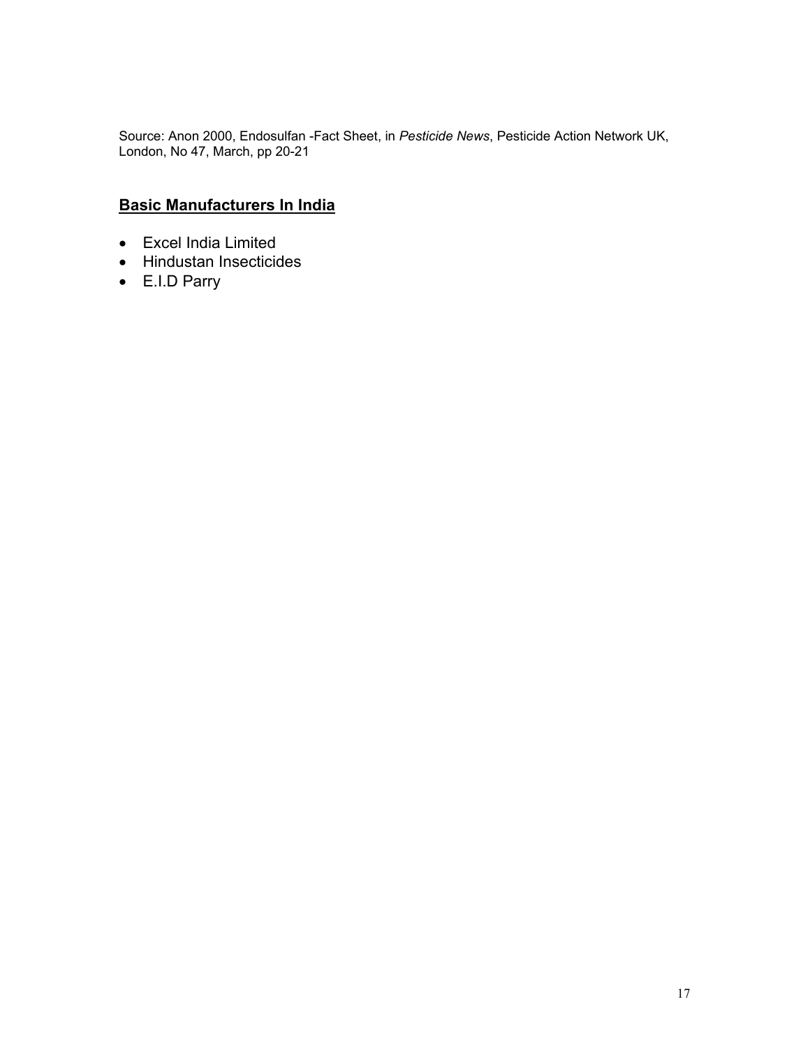Source: Anon 2000, Endosulfan -Fact Sheet, in *Pesticide News*, Pesticide Action Network UK, London, No 47, March, pp 20-21

## Basic Manufacturers In India

- Excel India Limited
- Hindustan Insecticides
- E.I.D Parry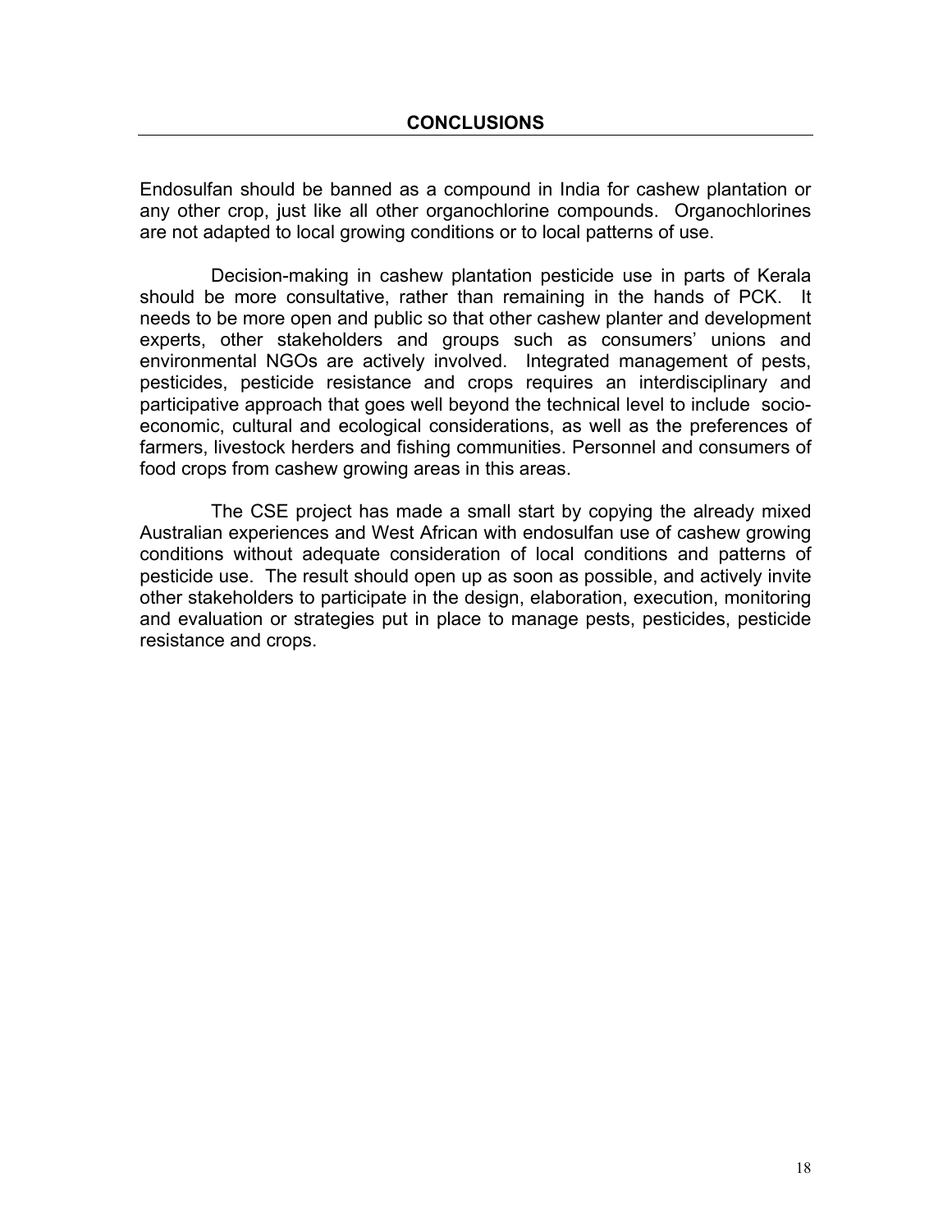## CONCLUSIONS

Endosulfan should be banned as a compound in India for cashew plantation or any other crop, just like all other organochlorine compounds. Organochlorines are not adapted to local growing conditions or to local patterns of use.

Decision-making in cashew plantation pesticide use in parts of Kerala should be more consultative, rather than remaining in the hands of PCK. It needs to be more open and public so that other cashew planter and development experts, other stakeholders and groups such as consumers' unions and environmental NGOs are actively involved. Integrated management of pests, pesticides, pesticide resistance and crops requires an interdisciplinary and participative approach that goes well beyond the technical level to include socio-economic, cultural and ecological considerations, as well as the preferences of farmers, livestock herders and fishing communities. Personnel and consumers of food crops from cashew growing areas in this areas.

The CSE project has made a small start by copying the already mixed Australian experiences and West African with endosulfan use of cashew growing conditions without adequate consideration of local conditions and patterns of pesticide use. The result should open up as soon as possible, and actively invite other stakeholders to participate in the design, elaboration, execution, monitoring and evaluation or strategies put in place to manage pests, pesticides, pesticide resistance and crops.